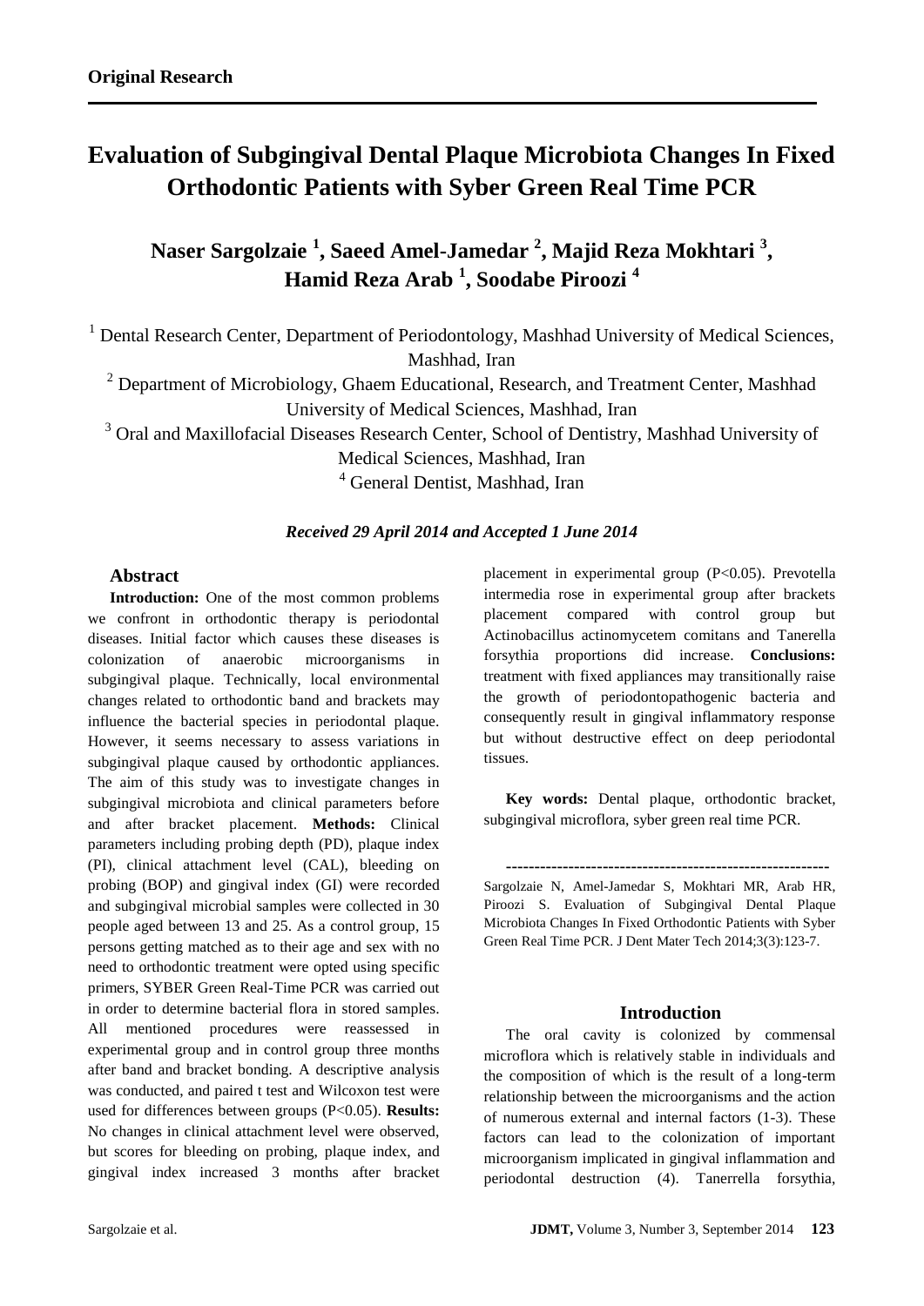**Original Research**

# Evaluation of Subgingival Dental Plaque Microbiota Changes In Fixed Orthodontic Patients with Syber Green Real Time PCR

**Naser Sargolzaie [1], Saeed Amel-Jamedar [2], Majid Reza Mokhtari [3], Hamid Reza Arab [1], Soodabe Piroozi [4]**

[1] Dental Research Center, Department of Periodontology, Mashhad University of Medical Sciences, Mashhad, Iran

[2] Department of Microbiology, Ghaem Educational, Research, and Treatment Center, Mashhad University of Medical Sciences, Mashhad, Iran

[3] Oral and Maxillofacial Diseases Research Center, School of Dentistry, Mashhad University of Medical Sciences, Mashhad, Iran

[4] General Dentist, Mashhad, Iran

***Received 29 April 2014 and Accepted 1 June 2014***

## Abstract

**Introduction:** One of the most common problems we confront in orthodontic therapy is periodontal diseases. Initial factor which causes these diseases is colonization of anaerobic microorganisms in subgingival plaque. Technically, local environmental changes related to orthodontic band and brackets may influence the bacterial species in periodontal plaque. However, it seems necessary to assess variations in subgingival plaque caused by orthodontic appliances. The aim of this study was to investigate changes in subgingival microbiota and clinical parameters before and after bracket placement. **Methods:** Clinical parameters including probing depth (PD), plaque index (PI), clinical attachment level (CAL), bleeding on probing (BOP) and gingival index (GI) were recorded and subgingival microbial samples were collected in 30 people aged between 13 and 25. As a control group, 15 persons getting matched as to their age and sex with no need to orthodontic treatment were opted using specific primers, SYBER Green Real-Time PCR was carried out in order to determine bacterial flora in stored samples. All mentioned procedures were reassessed in experimental group and in control group three months after band and bracket bonding. A descriptive analysis was conducted, and paired t test and Wilcoxon test were used for differences between groups ($P<0.05$). **Results:** No changes in clinical attachment level were observed, but scores for bleeding on probing, plaque index, and gingival index increased 3 months after bracket placement in experimental group ($P<0.05$). Prevotella intermedia rose in experimental group after brackets placement compared with control group but Actinobacillus actinomycetem comitans and Tanerella forsythia proportions did increase. **Conclusions:** treatment with fixed appliances may transitionally raise the growth of periodontopathogenic bacteria and consequently result in gingival inflammatory response but without destructive effect on deep periodontal tissues.

**Key words:** Dental plaque, orthodontic bracket, subgingival microflora, syber green real time PCR.

---

Sargolzaie N, Amel-Jamedar S, Mokhtari MR, Arab HR, Piroozi S. Evaluation of Subgingival Dental Plaque Microbiota Changes In Fixed Orthodontic Patients with Syber Green Real Time PCR. J Dent Mater Tech 2014;3(3):123-7.

## Introduction

The oral cavity is colonized by commensal microflora which is relatively stable in individuals and the composition of which is the result of a long-term relationship between the microorganisms and the action of numerous external and internal factors (1-3). These factors can lead to the colonization of important microorganism implicated in gingival inflammation and periodontal destruction (4). Tanerrella forsythia,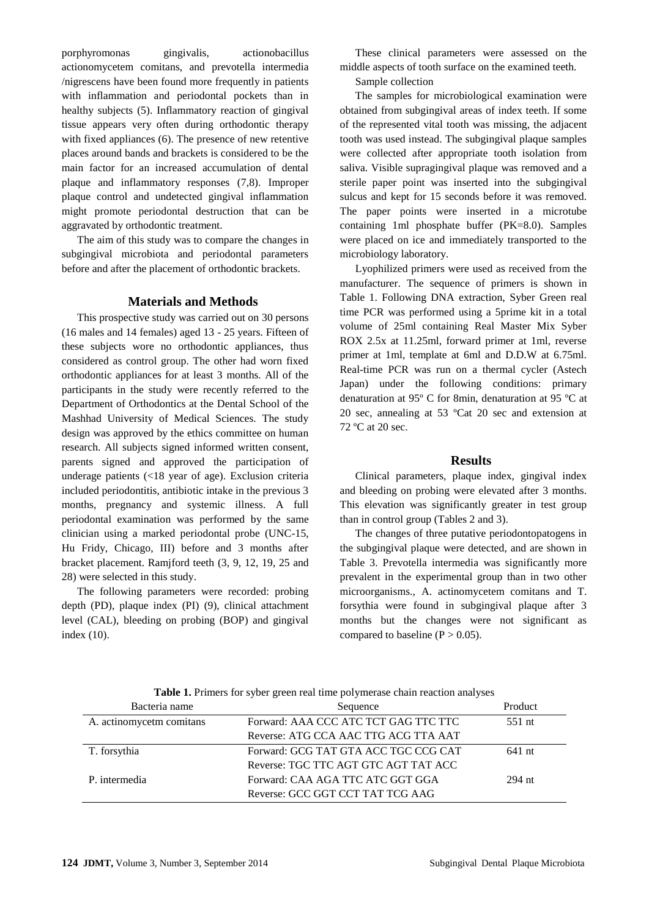porphyromonas gingivalis, actionobacillus actionomycetem comitans, and prevotella intermedia /nigrescens have been found more frequently in patients with inflammation and periodontal pockets than in healthy subjects (5). Inflammatory reaction of gingival tissue appears very often during orthodontic therapy with fixed appliances (6). The presence of new retentive places around bands and brackets is considered to be the main factor for an increased accumulation of dental plaque and inflammatory responses (7,8). Improper plaque control and undetected gingival inflammation might promote periodontal destruction that can be aggravated by orthodontic treatment.

The aim of this study was to compare the changes in subgingival microbiota and periodontal parameters before and after the placement of orthodontic brackets.

## Materials and Methods

This prospective study was carried out on 30 persons (16 males and 14 females) aged 13 - 25 years. Fifteen of these subjects wore no orthodontic appliances, thus considered as control group. The other had worn fixed orthodontic appliances for at least 3 months. All of the participants in the study were recently referred to the Department of Orthodontics at the Dental School of the Mashhad University of Medical Sciences. The study design was approved by the ethics committee on human research. All subjects signed informed written consent, parents signed and approved the participation of underage patients (<18 year of age). Exclusion criteria included periodontitis, antibiotic intake in the previous 3 months, pregnancy and systemic illness. A full periodontal examination was performed by the same clinician using a marked periodontal probe (UNC-15, Hu Fridy, Chicago, III) before and 3 months after bracket placement. Ramjford teeth (3, 9, 12, 19, 25 and 28) were selected in this study.

The following parameters were recorded: probing depth (PD), plaque index (PI) (9), clinical attachment level (CAL), bleeding on probing (BOP) and gingival index (10).

These clinical parameters were assessed on the middle aspects of tooth surface on the examined teeth.

Sample collection

The samples for microbiological examination were obtained from subgingival areas of index teeth. If some of the represented vital tooth was missing, the adjacent tooth was used instead. The subgingival plaque samples were collected after appropriate tooth isolation from saliva. Visible supragingival plaque was removed and a sterile paper point was inserted into the subgingival sulcus and kept for 15 seconds before it was removed. The paper points were inserted in a microtube containing 1ml phosphate buffer (PK=8.0). Samples were placed on ice and immediately transported to the microbiology laboratory.

Lyophilized primers were used as received from the manufacturer. The sequence of primers is shown in Table 1. Following DNA extraction, Syber Green real time PCR was performed using a 5prime kit in a total volume of 25ml containing Real Master Mix Syber ROX 2.5x at 11.25ml, forward primer at 1ml, reverse primer at 1ml, template at 6ml and D.D.W at 6.75ml. Real-time PCR was run on a thermal cycler (Astech Japan) under the following conditions: primary denaturation at 95º C for 8min, denaturation at 95 ºC at 20 sec, annealing at 53 ºCat 20 sec and extension at 72 ºC at 20 sec.

## Results

Clinical parameters, plaque index, gingival index and bleeding on probing were elevated after 3 months. This elevation was significantly greater in test group than in control group (Tables 2 and 3).

The changes of three putative periodontopatogens in the subgingival plaque were detected, and are shown in Table 3. Prevotella intermedia was significantly more prevalent in the experimental group than in two other microorganisms., A. actinomycetem comitans and T. forsythia were found in subgingival plaque after 3 months but the changes were not significant as compared to baseline ($P > 0.05$).

**Table 1.** Primers for syber green real time polymerase chain reaction analyses

| Bacteria name | Sequence | Product |
|---|---|---|
| A. actinomycetm comitans | Forward: AAA CCC ATC TCT GAG TTC TTC<br>Reverse: ATG CCA AAC TTG ACG TTA AAT | 551 nt |
| T. forsythia | Forward: GCG TAT GTA ACC TGC CCG CAT<br>Reverse: TGC TTC AGT GTC AGT TAT ACC | 641 nt |
| P. intermedia | Forward: CAA AGA TTC ATC GGT GGA<br>Reverse: GCC GGT CCT TAT TCG AAG | 294 nt |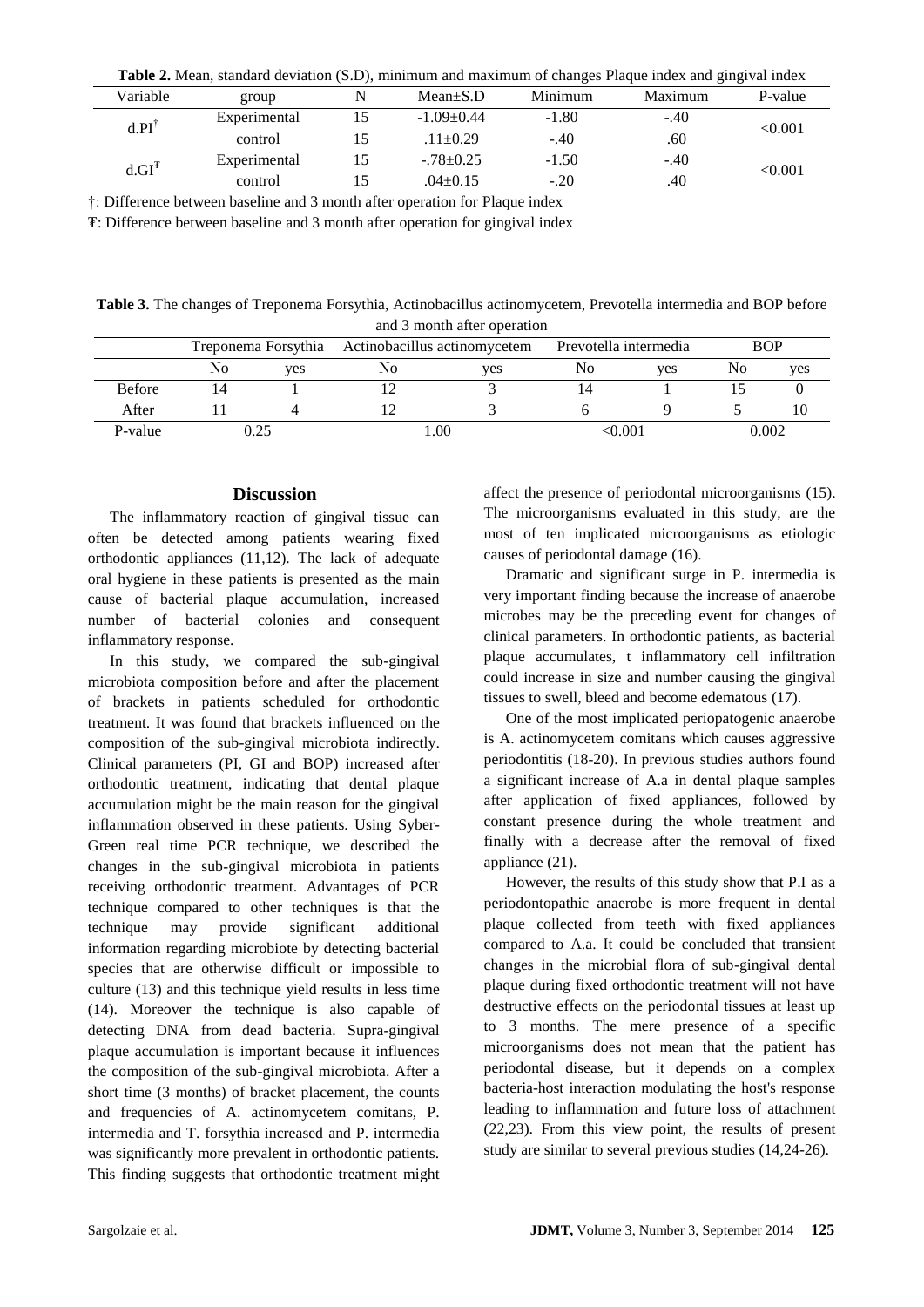**Table 2.** Mean, standard deviation (S.D), minimum and maximum of changes Plaque index and gingival index

| Variable | group | N | Mean±S.D | Minimum | Maximum | P-value |
|---|---|---|---|---|---|---|
| d.PI[†] | Experimental | 15 | -1.09±0.44 | -1.80 | -.40 | <0.001 |
| | control | 15 | .11±0.29 | -.40 | .60 | |
| d.GI[Ŧ] | Experimental | 15 | -.78±0.25 | -1.50 | -.40 | <0.001 |
| | control | 15 | .04±0.15 | -.20 | .40 | |

†: Difference between baseline and 3 month after operation for Plaque index

Ŧ: Difference between baseline and 3 month after operation for gingival index

**Table 3.** The changes of Treponema Forsythia, Actinobacillus actinomycetem, Prevotella intermedia and BOP before and 3 month after operation

| | Treponema Forsythia | | Actinobacillus actinomycetem | | Prevotella intermedia | | BOP | |
|---|---|---|---|---|---|---|---|---|
| | No | yes | No | yes | No | yes | No | yes |
| Before | 14 | 1 | 12 | 3 | 14 | 1 | 15 | 0 |
| After | 11 | 4 | 12 | 3 | 6 | 9 | 5 | 10 |
| P-value | 0.25 | | 1.00 | | <0.001 | | 0.002 | |

## Discussion

The inflammatory reaction of gingival tissue can often be detected among patients wearing fixed orthodontic appliances (11,12). The lack of adequate oral hygiene in these patients is presented as the main cause of bacterial plaque accumulation, increased number of bacterial colonies and consequent inflammatory response.

In this study, we compared the sub-gingival microbiota composition before and after the placement of brackets in patients scheduled for orthodontic treatment. It was found that brackets influenced on the composition of the sub-gingival microbiota indirectly. Clinical parameters (PI, GI and BOP) increased after orthodontic treatment, indicating that dental plaque accumulation might be the main reason for the gingival inflammation observed in these patients. Using Syber-Green real time PCR technique, we described the changes in the sub-gingival microbiota in patients receiving orthodontic treatment. Advantages of PCR technique compared to other techniques is that the technique may provide significant additional information regarding microbiote by detecting bacterial species that are otherwise difficult or impossible to culture (13) and this technique yield results in less time (14). Moreover the technique is also capable of detecting DNA from dead bacteria. Supra-gingival plaque accumulation is important because it influences the composition of the sub-gingival microbiota. After a short time (3 months) of bracket placement, the counts and frequencies of A. actinomycetem comitans, P. intermedia and T. forsythia increased and P. intermedia was significantly more prevalent in orthodontic patients. This finding suggests that orthodontic treatment might affect the presence of periodontal microorganisms (15). The microorganisms evaluated in this study, are the most of ten implicated microorganisms as etiologic causes of periodontal damage (16).

Dramatic and significant surge in P. intermedia is very important finding because the increase of anaerobe microbes may be the preceding event for changes of clinical parameters. In orthodontic patients, as bacterial plaque accumulates, t inflammatory cell infiltration could increase in size and number causing the gingival tissues to swell, bleed and become edematous (17).

One of the most implicated periopatogenic anaerobe is A. actinomycetem comitans which causes aggressive periodontitis (18-20). In previous studies authors found a significant increase of A.a in dental plaque samples after application of fixed appliances, followed by constant presence during the whole treatment and finally with a decrease after the removal of fixed appliance (21).

However, the results of this study show that P.I as a periodontopathic anaerobe is more frequent in dental plaque collected from teeth with fixed appliances compared to A.a. It could be concluded that transient changes in the microbial flora of sub-gingival dental plaque during fixed orthodontic treatment will not have destructive effects on the periodontal tissues at least up to 3 months. The mere presence of a specific microorganisms does not mean that the patient has periodontal disease, but it depends on a complex bacteria-host interaction modulating the host's response leading to inflammation and future loss of attachment (22,23). From this view point, the results of present study are similar to several previous studies (14,24-26).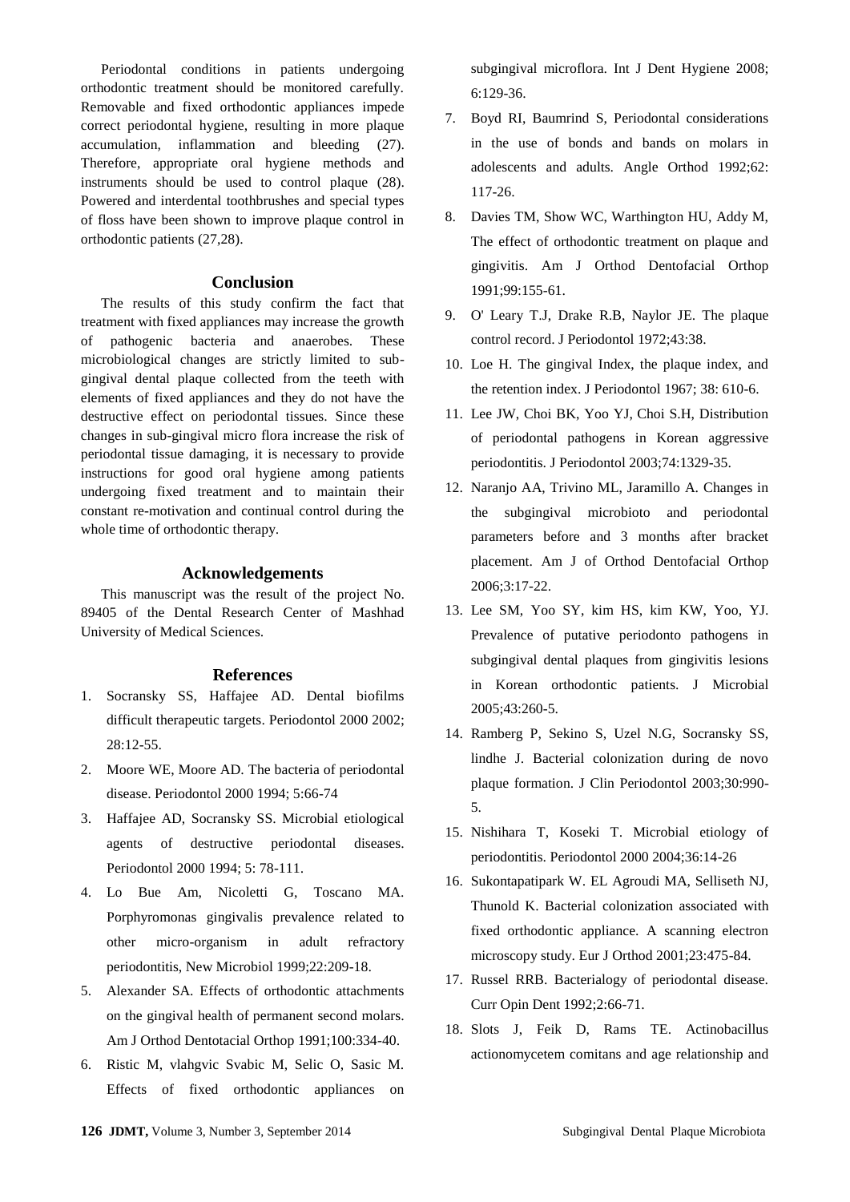Periodontal conditions in patients undergoing orthodontic treatment should be monitored carefully. Removable and fixed orthodontic appliances impede correct periodontal hygiene, resulting in more plaque accumulation, inflammation and bleeding (27). Therefore, appropriate oral hygiene methods and instruments should be used to control plaque (28). Powered and interdental toothbrushes and special types of floss have been shown to improve plaque control in orthodontic patients (27,28).

## Conclusion

The results of this study confirm the fact that treatment with fixed appliances may increase the growth of pathogenic bacteria and anaerobes. These microbiological changes are strictly limited to sub-gingival dental plaque collected from the teeth with elements of fixed appliances and they do not have the destructive effect on periodontal tissues. Since these changes in sub-gingival micro flora increase the risk of periodontal tissue damaging, it is necessary to provide instructions for good oral hygiene among patients undergoing fixed treatment and to maintain their constant re-motivation and continual control during the whole time of orthodontic therapy.

## Acknowledgements

This manuscript was the result of the project No. 89405 of the Dental Research Center of Mashhad University of Medical Sciences.

## References

1. Socransky SS, Haffajee AD. Dental biofilms difficult therapeutic targets. Periodontol 2000 2002; 28:12-55.
2. Moore WE, Moore AD. The bacteria of periodontal disease. Periodontol 2000 1994; 5:66-74
3. Haffajee AD, Socransky SS. Microbial etiological agents of destructive periodontal diseases. Periodontol 2000 1994; 5: 78-111.
4. Lo Bue Am, Nicoletti G, Toscano MA. Porphyromonas gingivalis prevalence related to other micro-organism in adult refractory periodontitis, New Microbiol 1999;22:209-18.
5. Alexander SA. Effects of orthodontic attachments on the gingival health of permanent second molars. Am J Orthod Dentotacial Orthop 1991;100:334-40.
6. Ristic M, vlahgvic Svabic M, Selic O, Sasic M. Effects of fixed orthodontic appliances on subgingival microflora. Int J Dent Hygiene 2008; 6:129-36.
7. Boyd RI, Baumrind S, Periodontal considerations in the use of bonds and bands on molars in adolescents and adults. Angle Orthod 1992;62: 117-26.
8. Davies TM, Show WC, Warthington HU, Addy M, The effect of orthodontic treatment on plaque and gingivitis. Am J Orthod Dentofacial Orthop 1991;99:155-61.
9. O' Leary T.J, Drake R.B, Naylor JE. The plaque control record. J Periodontol 1972;43:38.
10. Loe H. The gingival Index, the plaque index, and the retention index. J Periodontol 1967; 38: 610-6.
11. Lee JW, Choi BK, Yoo YJ, Choi S.H, Distribution of periodontal pathogens in Korean aggressive periodontitis. J Periodontol 2003;74:1329-35.
12. Naranjo AA, Trivino ML, Jaramillo A. Changes in the subgingival microbioto and periodontal parameters before and 3 months after bracket placement. Am J of Orthod Dentofacial Orthop 2006;3:17-22.
13. Lee SM, Yoo SY, kim HS, kim KW, Yoo, YJ. Prevalence of putative periodonto pathogens in subgingival dental plaques from gingivitis lesions in Korean orthodontic patients. J Microbial 2005;43:260-5.
14. Ramberg P, Sekino S, Uzel N.G, Socransky SS, lindhe J. Bacterial colonization during de novo plaque formation. J Clin Periodontol 2003;30:990-5.
15. Nishihara T, Koseki T. Microbial etiology of periodontitis. Periodontol 2000 2004;36:14-26
16. Sukontapatipark W. EL Agroudi MA, Selliseth NJ, Thunold K. Bacterial colonization associated with fixed orthodontic appliance. A scanning electron microscopy study. Eur J Orthod 2001;23:475-84.
17. Russel RRB. Bacterialogy of periodontal disease. Curr Opin Dent 1992;2:66-71.
18. Slots J, Feik D, Rams TE. Actinobacillus actionomycetem comitans and age relationship and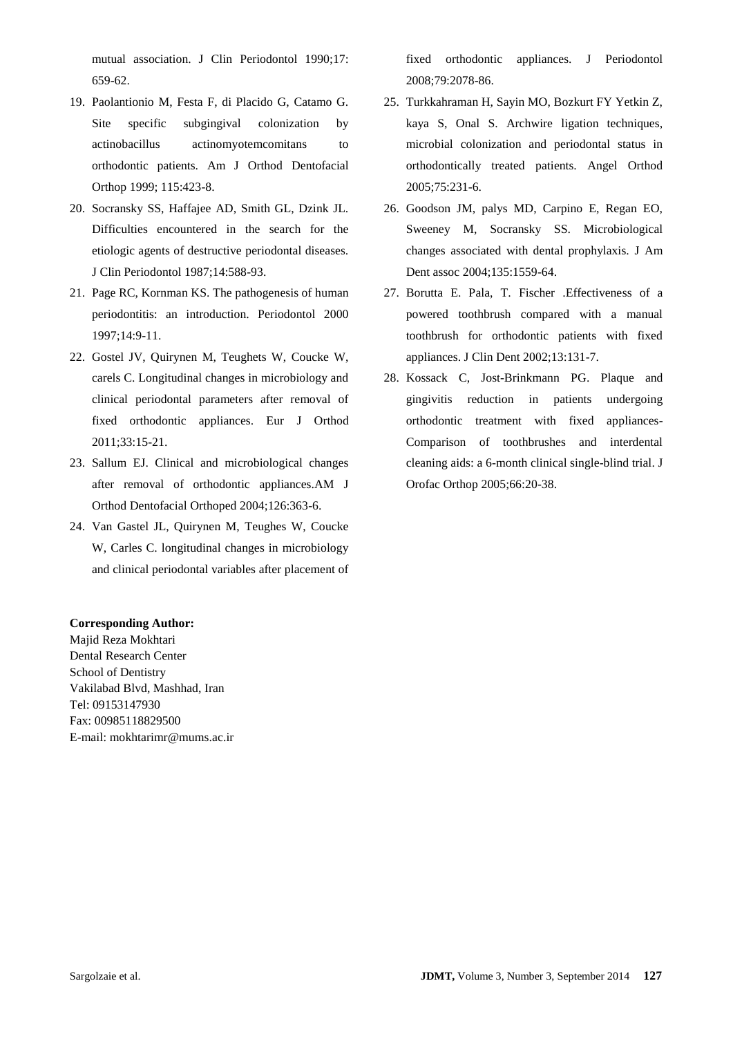mutual association. J Clin Periodontol 1990;17: 659-62.

19. Paolantionio M, Festa F, di Placido G, Catamo G. Site specific subgingival colonization by actinobacillus actinomyotemcomitans to orthodontic patients. Am J Orthod Dentofacial Orthop 1999; 115:423-8.
20. Socransky SS, Haffajee AD, Smith GL, Dzink JL. Difficulties encountered in the search for the etiologic agents of destructive periodontal diseases. J Clin Periodontol 1987;14:588-93.
21. Page RC, Kornman KS. The pathogenesis of human periodontitis: an introduction. Periodontol 2000 1997;14:9-11.
22. Gostel JV, Quirynen M, Teughets W, Coucke W, carels C. Longitudinal changes in microbiology and clinical periodontal parameters after removal of fixed orthodontic appliances. Eur J Orthod 2011;33:15-21.
23. Sallum EJ. Clinical and microbiological changes after removal of orthodontic appliances.AM J Orthod Dentofacial Orthoped 2004;126:363-6.
24. Van Gastel JL, Quirynen M, Teughes W, Coucke W, Carles C. longitudinal changes in microbiology and clinical periodontal variables after placement of fixed orthodontic appliances. J Periodontol 2008;79:2078-86.
25. Turkkahraman H, Sayin MO, Bozkurt FY Yetkin Z, kaya S, Onal S. Archwire ligation techniques, microbial colonization and periodontal status in orthodontically treated patients. Angel Orthod 2005;75:231-6.
26. Goodson JM, palys MD, Carpino E, Regan EO, Sweeney M, Socransky SS. Microbiological changes associated with dental prophylaxis. J Am Dent assoc 2004;135:1559-64.
27. Borutta E. Pala, T. Fischer .Effectiveness of a powered toothbrush compared with a manual toothbrush for orthodontic patients with fixed appliances. J Clin Dent 2002;13:131-7.
28. Kossack C, Jost-Brinkmann PG. Plaque and gingivitis reduction in patients undergoing orthodontic treatment with fixed appliances- Comparison of toothbrushes and interdental cleaning aids: a 6-month clinical single-blind trial. J Orofac Orthop 2005;66:20-38.

**Corresponding Author:**
Majid Reza Mokhtari
Dental Research Center
School of Dentistry
Vakilabad Blvd, Mashhad, Iran
Tel: 09153147930
Fax: 00985118829500
E-mail: mokhtarimr@mums.ac.ir